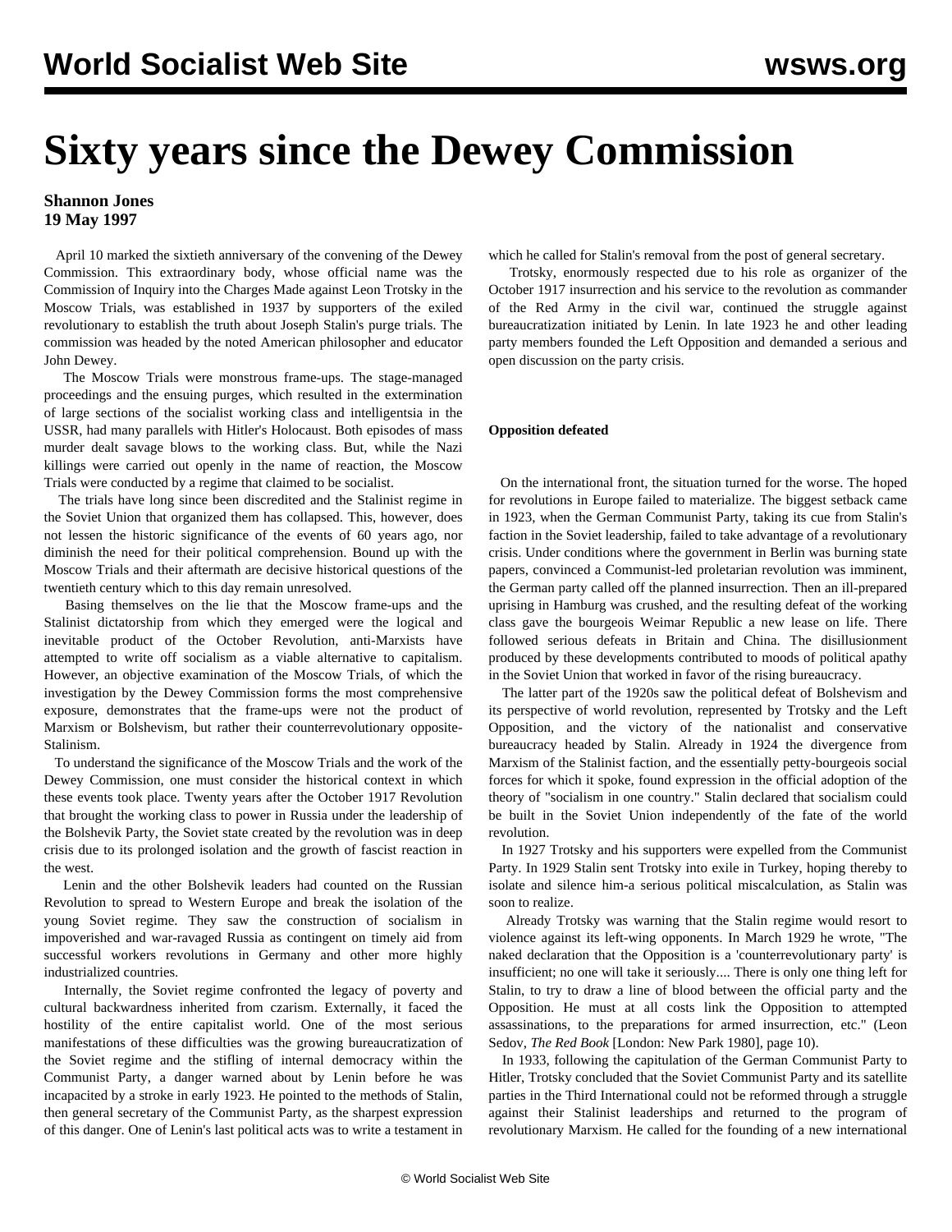# Sixty years since the Dewey Commission

**Shannon Jones**
**19 May 1997**

April 10 marked the sixtieth anniversary of the convening of the Dewey Commission. This extraordinary body, whose official name was the Commission of Inquiry into the Charges Made against Leon Trotsky in the Moscow Trials, was established in 1937 by supporters of the exiled revolutionary to establish the truth about Joseph Stalin's purge trials. The commission was headed by the noted American philosopher and educator John Dewey.

The Moscow Trials were monstrous frame-ups. The stage-managed proceedings and the ensuing purges, which resulted in the extermination of large sections of the socialist working class and intelligentsia in the USSR, had many parallels with Hitler's Holocaust. Both episodes of mass murder dealt savage blows to the working class. But, while the Nazi killings were carried out openly in the name of reaction, the Moscow Trials were conducted by a regime that claimed to be socialist.

The trials have long since been discredited and the Stalinist regime in the Soviet Union that organized them has collapsed. This, however, does not lessen the historic significance of the events of 60 years ago, nor diminish the need for their political comprehension. Bound up with the Moscow Trials and their aftermath are decisive historical questions of the twentieth century which to this day remain unresolved.

Basing themselves on the lie that the Moscow frame-ups and the Stalinist dictatorship from which they emerged were the logical and inevitable product of the October Revolution, anti-Marxists have attempted to write off socialism as a viable alternative to capitalism. However, an objective examination of the Moscow Trials, of which the investigation by the Dewey Commission forms the most comprehensive exposure, demonstrates that the frame-ups were not the product of Marxism or Bolshevism, but rather their counterrevolutionary opposite-Stalinism.

To understand the significance of the Moscow Trials and the work of the Dewey Commission, one must consider the historical context in which these events took place. Twenty years after the October 1917 Revolution that brought the working class to power in Russia under the leadership of the Bolshevik Party, the Soviet state created by the revolution was in deep crisis due to its prolonged isolation and the growth of fascist reaction in the west.

Lenin and the other Bolshevik leaders had counted on the Russian Revolution to spread to Western Europe and break the isolation of the young Soviet regime. They saw the construction of socialism in impoverished and war-ravaged Russia as contingent on timely aid from successful workers revolutions in Germany and other more highly industrialized countries.

Internally, the Soviet regime confronted the legacy of poverty and cultural backwardness inherited from czarism. Externally, it faced the hostility of the entire capitalist world. One of the most serious manifestations of these difficulties was the growing bureaucratization of the Soviet regime and the stifling of internal democracy within the Communist Party, a danger warned about by Lenin before he was incapacitated by a stroke in early 1923. He pointed to the methods of Stalin, then general secretary of the Communist Party, as the sharpest expression of this danger. One of Lenin's last political acts was to write a testament in which he called for Stalin's removal from the post of general secretary.

Trotsky, enormously respected due to his role as organizer of the October 1917 insurrection and his service to the revolution as commander of the Red Army in the civil war, continued the struggle against bureaucratization initiated by Lenin. In late 1923 he and other leading party members founded the Left Opposition and demanded a serious and open discussion on the party crisis.

**Opposition defeated**

On the international front, the situation turned for the worse. The hoped for revolutions in Europe failed to materialize. The biggest setback came in 1923, when the German Communist Party, taking its cue from Stalin's faction in the Soviet leadership, failed to take advantage of a revolutionary crisis. Under conditions where the government in Berlin was burning state papers, convinced a Communist-led proletarian revolution was imminent, the German party called off the planned insurrection. Then an ill-prepared uprising in Hamburg was crushed, and the resulting defeat of the working class gave the bourgeois Weimar Republic a new lease on life. There followed serious defeats in Britain and China. The disillusionment produced by these developments contributed to moods of political apathy in the Soviet Union that worked in favor of the rising bureaucracy.

The latter part of the 1920s saw the political defeat of Bolshevism and its perspective of world revolution, represented by Trotsky and the Left Opposition, and the victory of the nationalist and conservative bureaucracy headed by Stalin. Already in 1924 the divergence from Marxism of the Stalinist faction, and the essentially petty-bourgeois social forces for which it spoke, found expression in the official adoption of the theory of "socialism in one country." Stalin declared that socialism could be built in the Soviet Union independently of the fate of the world revolution.

In 1927 Trotsky and his supporters were expelled from the Communist Party. In 1929 Stalin sent Trotsky into exile in Turkey, hoping thereby to isolate and silence him-a serious political miscalculation, as Stalin was soon to realize.

Already Trotsky was warning that the Stalin regime would resort to violence against its left-wing opponents. In March 1929 he wrote, "The naked declaration that the Opposition is a 'counterrevolutionary party' is insufficient; no one will take it seriously.... There is only one thing left for Stalin, to try to draw a line of blood between the official party and the Opposition. He must at all costs link the Opposition to attempted assassinations, to the preparations for armed insurrection, etc." (Leon Sedov, *The Red Book* [London: New Park 1980], page 10).

In 1933, following the capitulation of the German Communist Party to Hitler, Trotsky concluded that the Soviet Communist Party and its satellite parties in the Third International could not be reformed through a struggle against their Stalinist leaderships and returned to the program of revolutionary Marxism. He called for the founding of a new international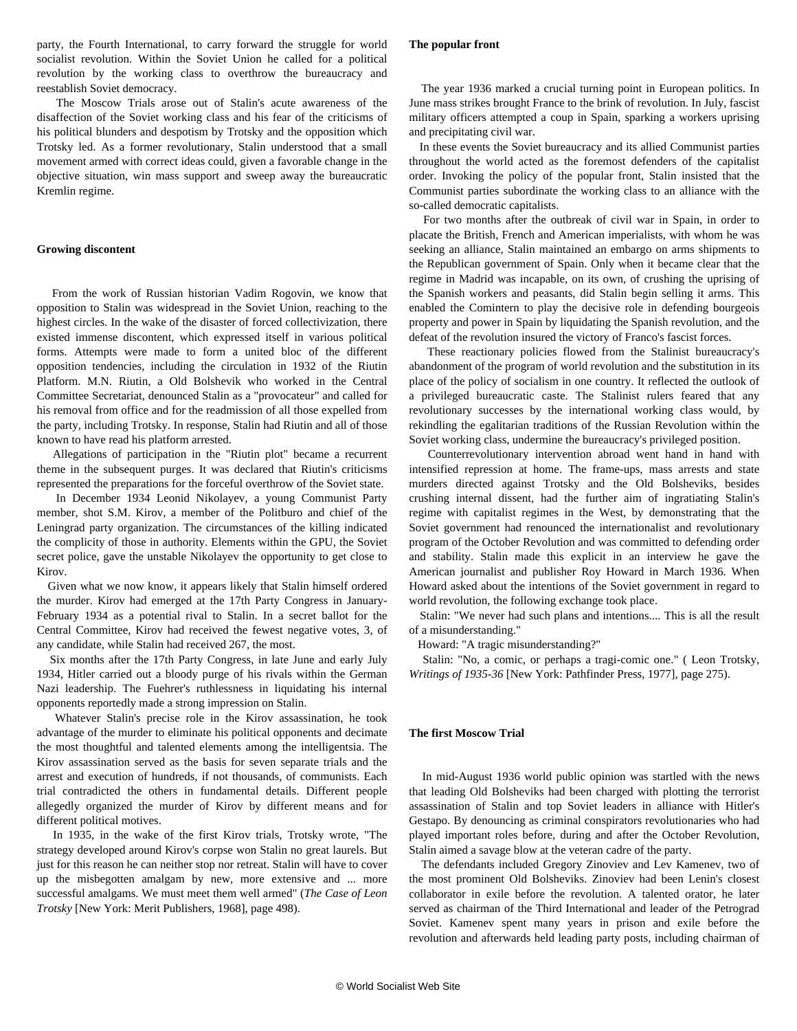party, the Fourth International, to carry forward the struggle for world socialist revolution. Within the Soviet Union he called for a political revolution by the working class to overthrow the bureaucracy and reestablish Soviet democracy.

The Moscow Trials arose out of Stalin's acute awareness of the disaffection of the Soviet working class and his fear of the criticisms of his political blunders and despotism by Trotsky and the opposition which Trotsky led. As a former revolutionary, Stalin understood that a small movement armed with correct ideas could, given a favorable change in the objective situation, win mass support and sweep away the bureaucratic Kremlin regime.

**Growing discontent**

From the work of Russian historian Vadim Rogovin, we know that opposition to Stalin was widespread in the Soviet Union, reaching to the highest circles. In the wake of the disaster of forced collectivization, there existed immense discontent, which expressed itself in various political forms. Attempts were made to form a united bloc of the different opposition tendencies, including the circulation in 1932 of the Riutin Platform. M.N. Riutin, a Old Bolshevik who worked in the Central Committee Secretariat, denounced Stalin as a "provocateur" and called for his removal from office and for the readmission of all those expelled from the party, including Trotsky. In response, Stalin had Riutin and all of those known to have read his platform arrested.

Allegations of participation in the "Riutin plot" became a recurrent theme in the subsequent purges. It was declared that Riutin's criticisms represented the preparations for the forceful overthrow of the Soviet state.

In December 1934 Leonid Nikolayev, a young Communist Party member, shot S.M. Kirov, a member of the Politburo and chief of the Leningrad party organization. The circumstances of the killing indicated the complicity of those in authority. Elements within the GPU, the Soviet secret police, gave the unstable Nikolayev the opportunity to get close to Kirov.

Given what we now know, it appears likely that Stalin himself ordered the murder. Kirov had emerged at the 17th Party Congress in January-February 1934 as a potential rival to Stalin. In a secret ballot for the Central Committee, Kirov had received the fewest negative votes, 3, of any candidate, while Stalin had received 267, the most.

Six months after the 17th Party Congress, in late June and early July 1934, Hitler carried out a bloody purge of his rivals within the German Nazi leadership. The Fuehrer's ruthlessness in liquidating his internal opponents reportedly made a strong impression on Stalin.

Whatever Stalin's precise role in the Kirov assassination, he took advantage of the murder to eliminate his political opponents and decimate the most thoughtful and talented elements among the intelligentsia. The Kirov assassination served as the basis for seven separate trials and the arrest and execution of hundreds, if not thousands, of communists. Each trial contradicted the others in fundamental details. Different people allegedly organized the murder of Kirov by different means and for different political motives.

In 1935, in the wake of the first Kirov trials, Trotsky wrote, "The strategy developed around Kirov's corpse won Stalin no great laurels. But just for this reason he can neither stop nor retreat. Stalin will have to cover up the misbegotten amalgam by new, more extensive and ... more successful amalgams. We must meet them well armed" (*The Case of Leon Trotsky* [New York: Merit Publishers, 1968], page 498).

**The popular front**

The year 1936 marked a crucial turning point in European politics. In June mass strikes brought France to the brink of revolution. In July, fascist military officers attempted a coup in Spain, sparking a workers uprising and precipitating civil war.

In these events the Soviet bureaucracy and its allied Communist parties throughout the world acted as the foremost defenders of the capitalist order. Invoking the policy of the popular front, Stalin insisted that the Communist parties subordinate the working class to an alliance with the so-called democratic capitalists.

For two months after the outbreak of civil war in Spain, in order to placate the British, French and American imperialists, with whom he was seeking an alliance, Stalin maintained an embargo on arms shipments to the Republican government of Spain. Only when it became clear that the regime in Madrid was incapable, on its own, of crushing the uprising of the Spanish workers and peasants, did Stalin begin selling it arms. This enabled the Comintern to play the decisive role in defending bourgeois property and power in Spain by liquidating the Spanish revolution, and the defeat of the revolution insured the victory of Franco's fascist forces.

These reactionary policies flowed from the Stalinist bureaucracy's abandonment of the program of world revolution and the substitution in its place of the policy of socialism in one country. It reflected the outlook of a privileged bureaucratic caste. The Stalinist rulers feared that any revolutionary successes by the international working class would, by rekindling the egalitarian traditions of the Russian Revolution within the Soviet working class, undermine the bureaucracy's privileged position.

Counterrevolutionary intervention abroad went hand in hand with intensified repression at home. The frame-ups, mass arrests and state murders directed against Trotsky and the Old Bolsheviks, besides crushing internal dissent, had the further aim of ingratiating Stalin's regime with capitalist regimes in the West, by demonstrating that the Soviet government had renounced the internationalist and revolutionary program of the October Revolution and was committed to defending order and stability. Stalin made this explicit in an interview he gave the American journalist and publisher Roy Howard in March 1936. When Howard asked about the intentions of the Soviet government in regard to world revolution, the following exchange took place.

Stalin: "We never had such plans and intentions.... This is all the result of a misunderstanding."

Howard: "A tragic misunderstanding?"

Stalin: "No, a comic, or perhaps a tragi-comic one." ( Leon Trotsky, *Writings of 1935-36* [New York: Pathfinder Press, 1977], page 275).

**The first Moscow Trial**

In mid-August 1936 world public opinion was startled with the news that leading Old Bolsheviks had been charged with plotting the terrorist assassination of Stalin and top Soviet leaders in alliance with Hitler's Gestapo. By denouncing as criminal conspirators revolutionaries who had played important roles before, during and after the October Revolution, Stalin aimed a savage blow at the veteran cadre of the party.

The defendants included Gregory Zinoviev and Lev Kamenev, two of the most prominent Old Bolsheviks. Zinoviev had been Lenin's closest collaborator in exile before the revolution. A talented orator, he later served as chairman of the Third International and leader of the Petrograd Soviet. Kamenev spent many years in prison and exile before the revolution and afterwards held leading party posts, including chairman of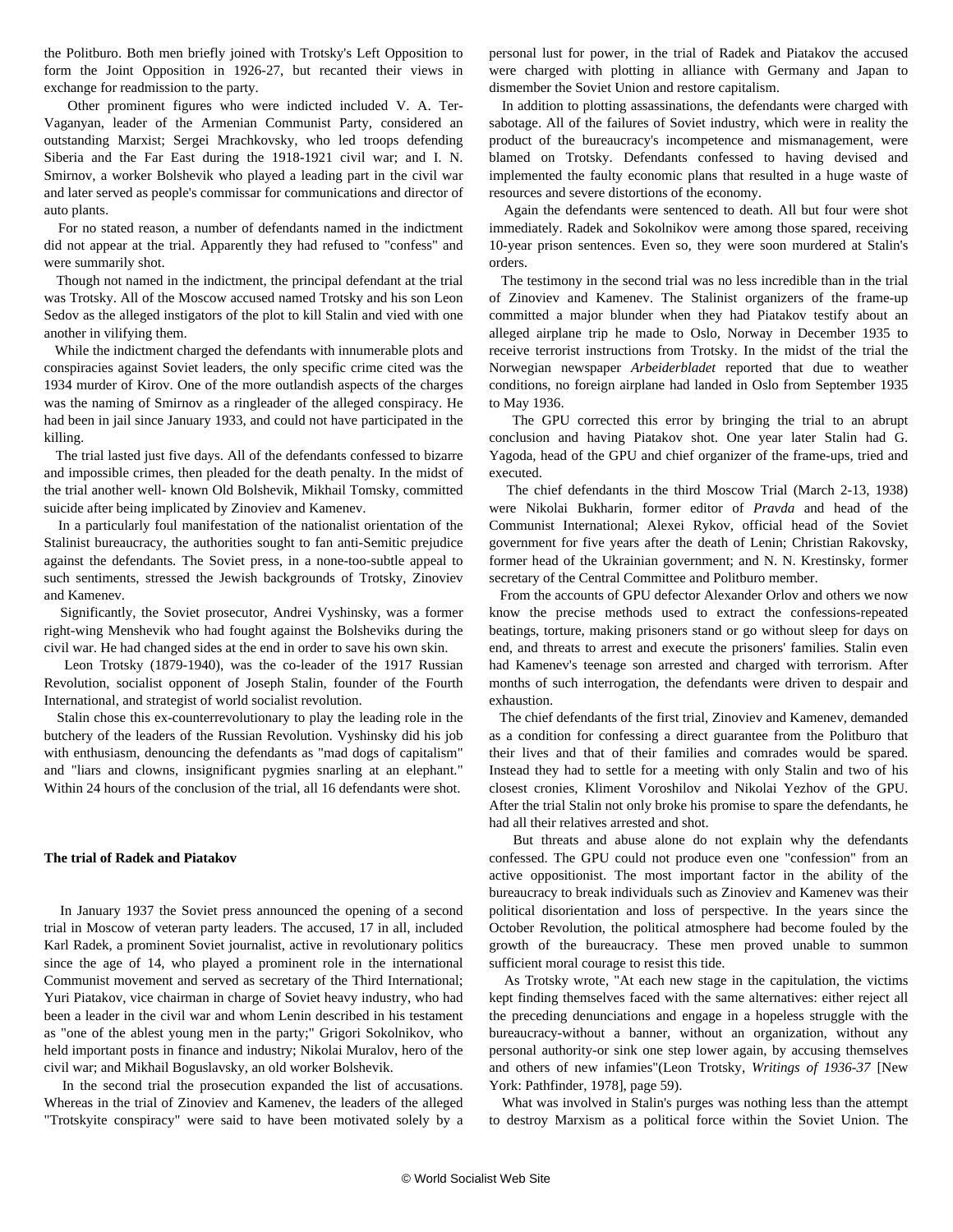the Politburo. Both men briefly joined with Trotsky's Left Opposition to form the Joint Opposition in 1926-27, but recanted their views in exchange for readmission to the party.

Other prominent figures who were indicted included V. A. Ter-Vaganyan, leader of the Armenian Communist Party, considered an outstanding Marxist; Sergei Mrachkovsky, who led troops defending Siberia and the Far East during the 1918-1921 civil war; and I. N. Smirnov, a worker Bolshevik who played a leading part in the civil war and later served as people's commissar for communications and director of auto plants.

For no stated reason, a number of defendants named in the indictment did not appear at the trial. Apparently they had refused to "confess" and were summarily shot.

Though not named in the indictment, the principal defendant at the trial was Trotsky. All of the Moscow accused named Trotsky and his son Leon Sedov as the alleged instigators of the plot to kill Stalin and vied with one another in vilifying them.

While the indictment charged the defendants with innumerable plots and conspiracies against Soviet leaders, the only specific crime cited was the 1934 murder of Kirov. One of the more outlandish aspects of the charges was the naming of Smirnov as a ringleader of the alleged conspiracy. He had been in jail since January 1933, and could not have participated in the killing.

The trial lasted just five days. All of the defendants confessed to bizarre and impossible crimes, then pleaded for the death penalty. In the midst of the trial another well- known Old Bolshevik, Mikhail Tomsky, committed suicide after being implicated by Zinoviev and Kamenev.

In a particularly foul manifestation of the nationalist orientation of the Stalinist bureaucracy, the authorities sought to fan anti-Semitic prejudice against the defendants. The Soviet press, in a none-too-subtle appeal to such sentiments, stressed the Jewish backgrounds of Trotsky, Zinoviev and Kamenev.

Significantly, the Soviet prosecutor, Andrei Vyshinsky, was a former right-wing Menshevik who had fought against the Bolsheviks during the civil war. He had changed sides at the end in order to save his own skin.

Leon Trotsky (1879-1940), was the co-leader of the 1917 Russian Revolution, socialist opponent of Joseph Stalin, founder of the Fourth International, and strategist of world socialist revolution.

Stalin chose this ex-counterrevolutionary to play the leading role in the butchery of the leaders of the Russian Revolution. Vyshinsky did his job with enthusiasm, denouncing the defendants as "mad dogs of capitalism" and "liars and clowns, insignificant pygmies snarling at an elephant." Within 24 hours of the conclusion of the trial, all 16 defendants were shot.

**The trial of Radek and Piatakov**

In January 1937 the Soviet press announced the opening of a second trial in Moscow of veteran party leaders. The accused, 17 in all, included Karl Radek, a prominent Soviet journalist, active in revolutionary politics since the age of 14, who played a prominent role in the international Communist movement and served as secretary of the Third International; Yuri Piatakov, vice chairman in charge of Soviet heavy industry, who had been a leader in the civil war and whom Lenin described in his testament as "one of the ablest young men in the party;" Grigori Sokolnikov, who held important posts in finance and industry; Nikolai Muralov, hero of the civil war; and Mikhail Boguslavsky, an old worker Bolshevik.

In the second trial the prosecution expanded the list of accusations. Whereas in the trial of Zinoviev and Kamenev, the leaders of the alleged "Trotskyite conspiracy" were said to have been motivated solely by a personal lust for power, in the trial of Radek and Piatakov the accused were charged with plotting in alliance with Germany and Japan to dismember the Soviet Union and restore capitalism.

In addition to plotting assassinations, the defendants were charged with sabotage. All of the failures of Soviet industry, which were in reality the product of the bureaucracy's incompetence and mismanagement, were blamed on Trotsky. Defendants confessed to having devised and implemented the faulty economic plans that resulted in a huge waste of resources and severe distortions of the economy.

Again the defendants were sentenced to death. All but four were shot immediately. Radek and Sokolnikov were among those spared, receiving 10-year prison sentences. Even so, they were soon murdered at Stalin's orders.

The testimony in the second trial was no less incredible than in the trial of Zinoviev and Kamenev. The Stalinist organizers of the frame-up committed a major blunder when they had Piatakov testify about an alleged airplane trip he made to Oslo, Norway in December 1935 to receive terrorist instructions from Trotsky. In the midst of the trial the Norwegian newspaper *Arbeiderbladet* reported that due to weather conditions, no foreign airplane had landed in Oslo from September 1935 to May 1936.

The GPU corrected this error by bringing the trial to an abrupt conclusion and having Piatakov shot. One year later Stalin had G. Yagoda, head of the GPU and chief organizer of the frame-ups, tried and executed.

The chief defendants in the third Moscow Trial (March 2-13, 1938) were Nikolai Bukharin, former editor of *Pravda* and head of the Communist International; Alexei Rykov, official head of the Soviet government for five years after the death of Lenin; Christian Rakovsky, former head of the Ukrainian government; and N. N. Krestinsky, former secretary of the Central Committee and Politburo member.

From the accounts of GPU defector Alexander Orlov and others we now know the precise methods used to extract the confessions-repeated beatings, torture, making prisoners stand or go without sleep for days on end, and threats to arrest and execute the prisoners' families. Stalin even had Kamenev's teenage son arrested and charged with terrorism. After months of such interrogation, the defendants were driven to despair and exhaustion.

The chief defendants of the first trial, Zinoviev and Kamenev, demanded as a condition for confessing a direct guarantee from the Politburo that their lives and that of their families and comrades would be spared. Instead they had to settle for a meeting with only Stalin and two of his closest cronies, Kliment Voroshilov and Nikolai Yezhov of the GPU. After the trial Stalin not only broke his promise to spare the defendants, he had all their relatives arrested and shot.

But threats and abuse alone do not explain why the defendants confessed. The GPU could not produce even one "confession" from an active oppositionist. The most important factor in the ability of the bureaucracy to break individuals such as Zinoviev and Kamenev was their political disorientation and loss of perspective. In the years since the October Revolution, the political atmosphere had become fouled by the growth of the bureaucracy. These men proved unable to summon sufficient moral courage to resist this tide.

As Trotsky wrote, "At each new stage in the capitulation, the victims kept finding themselves faced with the same alternatives: either reject all the preceding denunciations and engage in a hopeless struggle with the bureaucracy-without a banner, without an organization, without any personal authority-or sink one step lower again, by accusing themselves and others of new infamies"(Leon Trotsky, *Writings of 1936-37* [New York: Pathfinder, 1978], page 59).

What was involved in Stalin's purges was nothing less than the attempt to destroy Marxism as a political force within the Soviet Union. The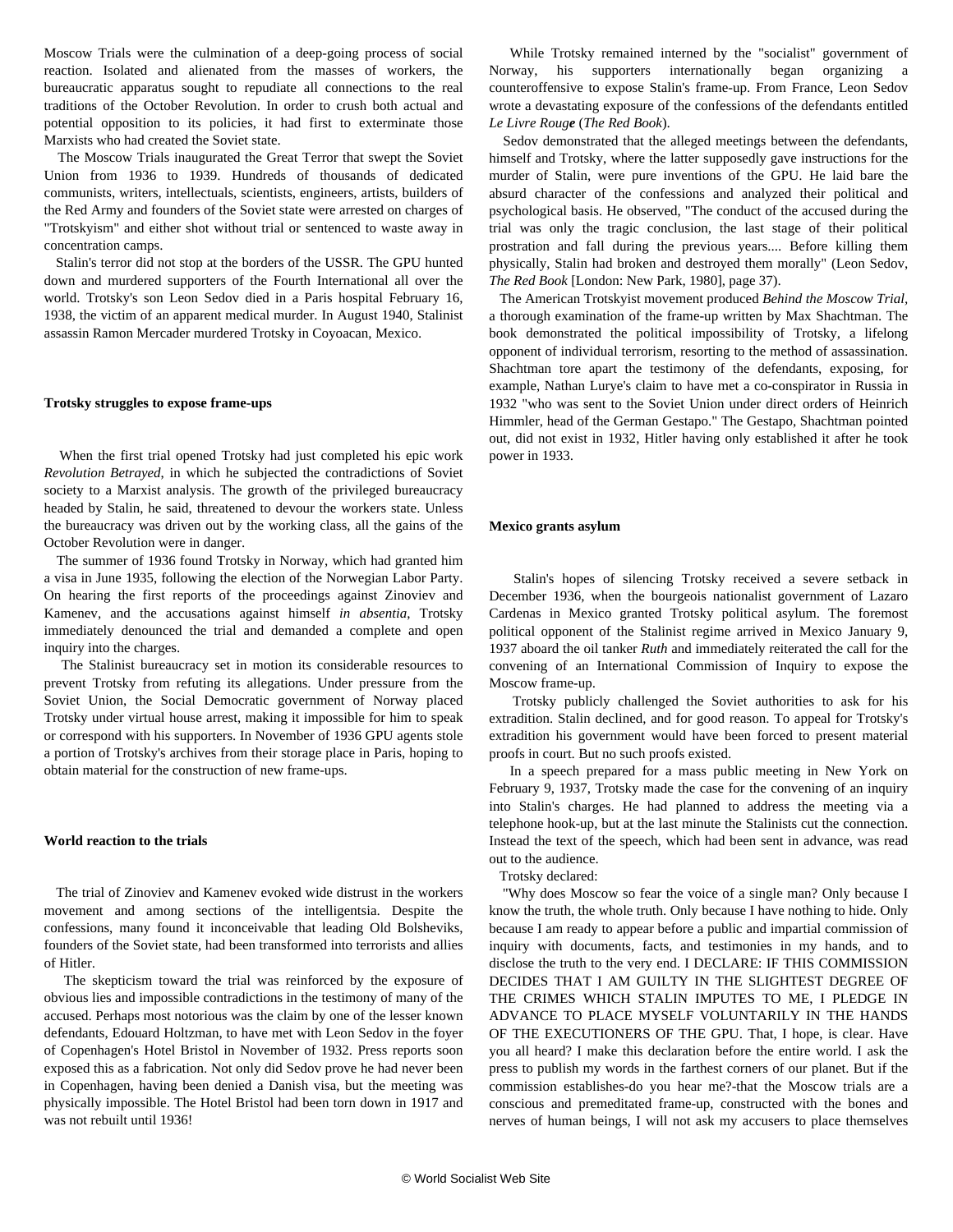Moscow Trials were the culmination of a deep-going process of social reaction. Isolated and alienated from the masses of workers, the bureaucratic apparatus sought to repudiate all connections to the real traditions of the October Revolution. In order to crush both actual and potential opposition to its policies, it had first to exterminate those Marxists who had created the Soviet state.

The Moscow Trials inaugurated the Great Terror that swept the Soviet Union from 1936 to 1939. Hundreds of thousands of dedicated communists, writers, intellectuals, scientists, engineers, artists, builders of the Red Army and founders of the Soviet state were arrested on charges of "Trotskyism" and either shot without trial or sentenced to waste away in concentration camps.

Stalin's terror did not stop at the borders of the USSR. The GPU hunted down and murdered supporters of the Fourth International all over the world. Trotsky's son Leon Sedov died in a Paris hospital February 16, 1938, the victim of an apparent medical murder. In August 1940, Stalinist assassin Ramon Mercader murdered Trotsky in Coyoacan, Mexico.

**Trotsky struggles to expose frame-ups**

When the first trial opened Trotsky had just completed his epic work *Revolution Betrayed,* in which he subjected the contradictions of Soviet society to a Marxist analysis. The growth of the privileged bureaucracy headed by Stalin, he said, threatened to devour the workers state. Unless the bureaucracy was driven out by the working class, all the gains of the October Revolution were in danger.

The summer of 1936 found Trotsky in Norway, which had granted him a visa in June 1935, following the election of the Norwegian Labor Party. On hearing the first reports of the proceedings against Zinoviev and Kamenev, and the accusations against himself *in absentia*, Trotsky immediately denounced the trial and demanded a complete and open inquiry into the charges.

The Stalinist bureaucracy set in motion its considerable resources to prevent Trotsky from refuting its allegations. Under pressure from the Soviet Union, the Social Democratic government of Norway placed Trotsky under virtual house arrest, making it impossible for him to speak or correspond with his supporters. In November of 1936 GPU agents stole a portion of Trotsky's archives from their storage place in Paris, hoping to obtain material for the construction of new frame-ups.

**World reaction to the trials**

The trial of Zinoviev and Kamenev evoked wide distrust in the workers movement and among sections of the intelligentsia. Despite the confessions, many found it inconceivable that leading Old Bolsheviks, founders of the Soviet state, had been transformed into terrorists and allies of Hitler.

The skepticism toward the trial was reinforced by the exposure of obvious lies and impossible contradictions in the testimony of many of the accused. Perhaps most notorious was the claim by one of the lesser known defendants, Edouard Holtzman, to have met with Leon Sedov in the foyer of Copenhagen's Hotel Bristol in November of 1932. Press reports soon exposed this as a fabrication. Not only did Sedov prove he had never been in Copenhagen, having been denied a Danish visa, but the meeting was physically impossible. The Hotel Bristol had been torn down in 1917 and was not rebuilt until 1936!

While Trotsky remained interned by the "socialist" government of Norway, his supporters internationally began organizing a counteroffensive to expose Stalin's frame-up. From France, Leon Sedov wrote a devastating exposure of the confessions of the defendants entitled *Le Livre Rouge* (*The Red Book*).

Sedov demonstrated that the alleged meetings between the defendants, himself and Trotsky, where the latter supposedly gave instructions for the murder of Stalin, were pure inventions of the GPU. He laid bare the absurd character of the confessions and analyzed their political and psychological basis. He observed, "The conduct of the accused during the trial was only the tragic conclusion, the last stage of their political prostration and fall during the previous years.... Before killing them physically, Stalin had broken and destroyed them morally" (Leon Sedov, *The Red Book* [London: New Park, 1980], page 37).

The American Trotskyist movement produced *Behind the Moscow Trial,* a thorough examination of the frame-up written by Max Shachtman. The book demonstrated the political impossibility of Trotsky, a lifelong opponent of individual terrorism, resorting to the method of assassination. Shachtman tore apart the testimony of the defendants, exposing, for example, Nathan Lurye's claim to have met a co-conspirator in Russia in 1932 "who was sent to the Soviet Union under direct orders of Heinrich Himmler, head of the German Gestapo." The Gestapo, Shachtman pointed out, did not exist in 1932, Hitler having only established it after he took power in 1933.

**Mexico grants asylum**

Stalin's hopes of silencing Trotsky received a severe setback in December 1936, when the bourgeois nationalist government of Lazaro Cardenas in Mexico granted Trotsky political asylum. The foremost political opponent of the Stalinist regime arrived in Mexico January 9, 1937 aboard the oil tanker *Ruth* and immediately reiterated the call for the convening of an International Commission of Inquiry to expose the Moscow frame-up.

Trotsky publicly challenged the Soviet authorities to ask for his extradition. Stalin declined, and for good reason. To appeal for Trotsky's extradition his government would have been forced to present material proofs in court. But no such proofs existed.

In a speech prepared for a mass public meeting in New York on February 9, 1937, Trotsky made the case for the convening of an inquiry into Stalin's charges. He had planned to address the meeting via a telephone hook-up, but at the last minute the Stalinists cut the connection. Instead the text of the speech, which had been sent in advance, was read out to the audience.

Trotsky declared:

"Why does Moscow so fear the voice of a single man? Only because I know the truth, the whole truth. Only because I have nothing to hide. Only because I am ready to appear before a public and impartial commission of inquiry with documents, facts, and testimonies in my hands, and to disclose the truth to the very end. I DECLARE: IF THIS COMMISSION DECIDES THAT I AM GUILTY IN THE SLIGHTEST DEGREE OF THE CRIMES WHICH STALIN IMPUTES TO ME, I PLEDGE IN ADVANCE TO PLACE MYSELF VOLUNTARILY IN THE HANDS OF THE EXECUTIONERS OF THE GPU. That, I hope, is clear. Have you all heard? I make this declaration before the entire world. I ask the press to publish my words in the farthest corners of our planet. But if the commission establishes-do you hear me?-that the Moscow trials are a conscious and premeditated frame-up, constructed with the bones and nerves of human beings, I will not ask my accusers to place themselves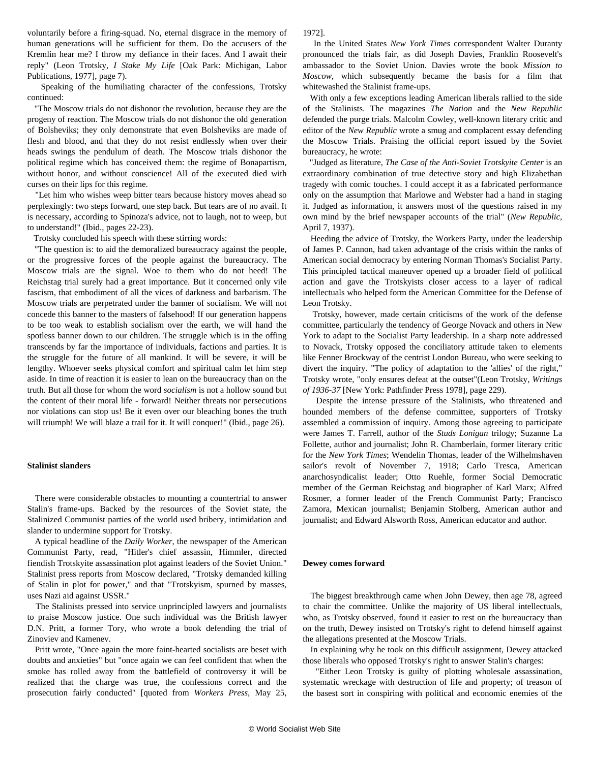voluntarily before a firing-squad. No, eternal disgrace in the memory of human generations will be sufficient for them. Do the accusers of the Kremlin hear me? I throw my defiance in their faces. And I await their reply" (Leon Trotsky, *I Stake My Life* [Oak Park: Michigan, Labor Publications, 1977], page 7).

Speaking of the humiliating character of the confessions, Trotsky continued:

"The Moscow trials do not dishonor the revolution, because they are the progeny of reaction. The Moscow trials do not dishonor the old generation of Bolsheviks; they only demonstrate that even Bolsheviks are made of flesh and blood, and that they do not resist endlessly when over their heads swings the pendulum of death. The Moscow trials dishonor the political regime which has conceived them: the regime of Bonapartism, without honor, and without conscience! All of the executed died with curses on their lips for this regime.

"Let him who wishes weep bitter tears because history moves ahead so perplexingly: two steps forward, one step back. But tears are of no avail. It is necessary, according to Spinoza's advice, not to laugh, not to weep, but to understand!" (Ibid., pages 22-23).

Trotsky concluded his speech with these stirring words:

"The question is: to aid the demoralized bureaucracy against the people, or the progressive forces of the people against the bureaucracy. The Moscow trials are the signal. Woe to them who do not heed! The Reichstag trial surely had a great importance. But it concerned only vile fascism, that embodiment of all the vices of darkness and barbarism. The Moscow trials are perpetrated under the banner of socialism. We will not concede this banner to the masters of falsehood! If our generation happens to be too weak to establish socialism over the earth, we will hand the spotless banner down to our children. The struggle which is in the offing transcends by far the importance of individuals, factions and parties. It is the struggle for the future of all mankind. It will be severe, it will be lengthy. Whoever seeks physical comfort and spiritual calm let him step aside. In time of reaction it is easier to lean on the bureaucracy than on the truth. But all those for whom the word *socialism* is not a hollow sound but the content of their moral life - forward! Neither threats nor persecutions nor violations can stop us! Be it even over our bleaching bones the truth will triumph! We will blaze a trail for it. It will conquer!" (Ibid., page 26).

**Stalinist slanders**

There were considerable obstacles to mounting a countertrial to answer Stalin's frame-ups. Backed by the resources of the Soviet state, the Stalinized Communist parties of the world used bribery, intimidation and slander to undermine support for Trotsky.

A typical headline of the *Daily Worker*, the newspaper of the American Communist Party, read, "Hitler's chief assassin, Himmler, directed fiendish Trotskyite assassination plot against leaders of the Soviet Union." Stalinist press reports from Moscow declared, "Trotsky demanded killing of Stalin in plot for power," and that "Trotskyism, spurned by masses, uses Nazi aid against USSR."

The Stalinists pressed into service unprincipled lawyers and journalists to praise Moscow justice. One such individual was the British lawyer D.N. Pritt, a former Tory, who wrote a book defending the trial of Zinoviev and Kamenev.

Pritt wrote, "Once again the more faint-hearted socialists are beset with doubts and anxieties" but "once again we can feel confident that when the smoke has rolled away from the battlefield of controversy it will be realized that the charge was true, the confessions correct and the prosecution fairly conducted" [quoted from *Workers Press*, May 25, 1972].

In the United States *New York Times* correspondent Walter Duranty pronounced the trials fair, as did Joseph Davies, Franklin Roosevelt's ambassador to the Soviet Union. Davies wrote the book *Mission to Moscow*, which subsequently became the basis for a film that whitewashed the Stalinist frame-ups.

With only a few exceptions leading American liberals rallied to the side of the Stalinists. The magazines *The Nation* and the *New Republic* defended the purge trials. Malcolm Cowley, well-known literary critic and editor of the *New Republic* wrote a smug and complacent essay defending the Moscow Trials. Praising the official report issued by the Soviet bureaucracy, he wrote:

"Judged as literature, *The Case of the Anti-Soviet Trotskyite Center* is an extraordinary combination of true detective story and high Elizabethan tragedy with comic touches. I could accept it as a fabricated performance only on the assumption that Marlowe and Webster had a hand in staging it. Judged as information, it answers most of the questions raised in my own mind by the brief newspaper accounts of the trial" (*New Republic*, April 7, 1937).

Heeding the advice of Trotsky, the Workers Party, under the leadership of James P. Cannon, had taken advantage of the crisis within the ranks of American social democracy by entering Norman Thomas's Socialist Party. This principled tactical maneuver opened up a broader field of political action and gave the Trotskyists closer access to a layer of radical intellectuals who helped form the American Committee for the Defense of Leon Trotsky.

Trotsky, however, made certain criticisms of the work of the defense committee, particularly the tendency of George Novack and others in New York to adapt to the Socialist Party leadership. In a sharp note addressed to Novack, Trotsky opposed the conciliatory attitude taken to elements like Fenner Brockway of the centrist London Bureau, who were seeking to divert the inquiry. "The policy of adaptation to the 'allies' of the right," Trotsky wrote, "only ensures defeat at the outset"(Leon Trotsky, *Writings of 1936-37* [New York: Pathfinder Press 1978], page 229).

Despite the intense pressure of the Stalinists, who threatened and hounded members of the defense committee, supporters of Trotsky assembled a commission of inquiry. Among those agreeing to participate were James T. Farrell, author of the *Studs Lonigan* trilogy; Suzanne La Follette, author and journalist; John R. Chamberlain, former literary critic for the *New York Times*; Wendelin Thomas, leader of the Wilhelmshaven sailor's revolt of November 7, 1918; Carlo Tresca, American anarchosyndicalist leader; Otto Ruehle, former Social Democratic member of the German Reichstag and biographer of Karl Marx; Alfred Rosmer, a former leader of the French Communist Party; Francisco Zamora, Mexican journalist; Benjamin Stolberg, American author and journalist; and Edward Alsworth Ross, American educator and author.

**Dewey comes forward**

The biggest breakthrough came when John Dewey, then age 78, agreed to chair the committee. Unlike the majority of US liberal intellectuals, who, as Trotsky observed, found it easier to rest on the bureaucracy than on the truth, Dewey insisted on Trotsky's right to defend himself against the allegations presented at the Moscow Trials.

In explaining why he took on this difficult assignment, Dewey attacked those liberals who opposed Trotsky's right to answer Stalin's charges:

"Either Leon Trotsky is guilty of plotting wholesale assassination, systematic wreckage with destruction of life and property; of treason of the basest sort in conspiring with political and economic enemies of the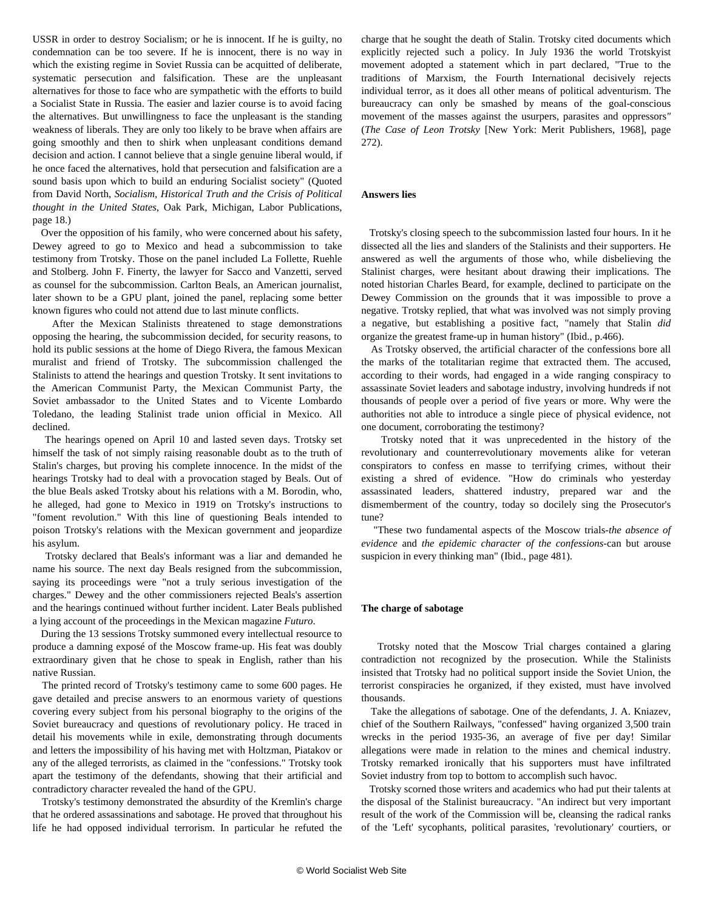USSR in order to destroy Socialism; or he is innocent. If he is guilty, no condemnation can be too severe. If he is innocent, there is no way in which the existing regime in Soviet Russia can be acquitted of deliberate, systematic persecution and falsification. These are the unpleasant alternatives for those to face who are sympathetic with the efforts to build a Socialist State in Russia. The easier and lazier course is to avoid facing the alternatives. But unwillingness to face the unpleasant is the standing weakness of liberals. They are only too likely to be brave when affairs are going smoothly and then to shirk when unpleasant conditions demand decision and action. I cannot believe that a single genuine liberal would, if he once faced the alternatives, hold that persecution and falsification are a sound basis upon which to build an enduring Socialist society" (Quoted from David North, *Socialism, Historical Truth and the Crisis of Political thought in the United States*, Oak Park, Michigan, Labor Publications, page 18.)

Over the opposition of his family, who were concerned about his safety, Dewey agreed to go to Mexico and head a subcommission to take testimony from Trotsky. Those on the panel included La Follette, Ruehle and Stolberg. John F. Finerty, the lawyer for Sacco and Vanzetti, served as counsel for the subcommission. Carlton Beals, an American journalist, later shown to be a GPU plant, joined the panel, replacing some better known figures who could not attend due to last minute conflicts.

After the Mexican Stalinists threatened to stage demonstrations opposing the hearing, the subcommission decided, for security reasons, to hold its public sessions at the home of Diego Rivera, the famous Mexican muralist and friend of Trotsky. The subcommission challenged the Stalinists to attend the hearings and question Trotsky. It sent invitations to the American Communist Party, the Mexican Communist Party, the Soviet ambassador to the United States and to Vicente Lombardo Toledano, the leading Stalinist trade union official in Mexico. All declined.

The hearings opened on April 10 and lasted seven days. Trotsky set himself the task of not simply raising reasonable doubt as to the truth of Stalin's charges, but proving his complete innocence. In the midst of the hearings Trotsky had to deal with a provocation staged by Beals. Out of the blue Beals asked Trotsky about his relations with a M. Borodin, who, he alleged, had gone to Mexico in 1919 on Trotsky's instructions to "foment revolution." With this line of questioning Beals intended to poison Trotsky's relations with the Mexican government and jeopardize his asylum.

Trotsky declared that Beals's informant was a liar and demanded he name his source. The next day Beals resigned from the subcommission, saying its proceedings were "not a truly serious investigation of the charges." Dewey and the other commissioners rejected Beals's assertion and the hearings continued without further incident. Later Beals published a lying account of the proceedings in the Mexican magazine *Futuro*.

During the 13 sessions Trotsky summoned every intellectual resource to produce a damning exposé of the Moscow frame-up. His feat was doubly extraordinary given that he chose to speak in English, rather than his native Russian.

The printed record of Trotsky's testimony came to some 600 pages. He gave detailed and precise answers to an enormous variety of questions covering every subject from his personal biography to the origins of the Soviet bureaucracy and questions of revolutionary policy. He traced in detail his movements while in exile, demonstrating through documents and letters the impossibility of his having met with Holtzman, Piatakov or any of the alleged terrorists, as claimed in the "confessions." Trotsky took apart the testimony of the defendants, showing that their artificial and contradictory character revealed the hand of the GPU.

Trotsky's testimony demonstrated the absurdity of the Kremlin's charge that he ordered assassinations and sabotage. He proved that throughout his life he had opposed individual terrorism. In particular he refuted the charge that he sought the death of Stalin. Trotsky cited documents which explicitly rejected such a policy. In July 1936 the world Trotskyist movement adopted a statement which in part declared, "True to the traditions of Marxism, the Fourth International decisively rejects individual terror, as it does all other means of political adventurism. The bureaucracy can only be smashed by means of the goal-conscious movement of the masses against the usurpers, parasites and oppressors" (*The Case of Leon Trotsky* [New York: Merit Publishers, 1968], page 272).

**Answers lies**

Trotsky's closing speech to the subcommission lasted four hours. In it he dissected all the lies and slanders of the Stalinists and their supporters. He answered as well the arguments of those who, while disbelieving the Stalinist charges, were hesitant about drawing their implications. The noted historian Charles Beard, for example, declined to participate on the Dewey Commission on the grounds that it was impossible to prove a negative. Trotsky replied, that what was involved was not simply proving a negative, but establishing a positive fact, "namely that Stalin *did* organize the greatest frame-up in human history" (Ibid., p.466).

As Trotsky observed, the artificial character of the confessions bore all the marks of the totalitarian regime that extracted them. The accused, according to their words, had engaged in a wide ranging conspiracy to assassinate Soviet leaders and sabotage industry, involving hundreds if not thousands of people over a period of five years or more. Why were the authorities not able to introduce a single piece of physical evidence, not one document, corroborating the testimony?

Trotsky noted that it was unprecedented in the history of the revolutionary and counterrevolutionary movements alike for veteran conspirators to confess en masse to terrifying crimes, without their existing a shred of evidence. "How do criminals who yesterday assassinated leaders, shattered industry, prepared war and the dismemberment of the country, today so docilely sing the Prosecutor's tune?

"These two fundamental aspects of the Moscow trials-*the absence of evidence* and *the epidemic character of the confessions*-can but arouse suspicion in every thinking man" (Ibid., page 481).

**The charge of sabotage**

Trotsky noted that the Moscow Trial charges contained a glaring contradiction not recognized by the prosecution. While the Stalinists insisted that Trotsky had no political support inside the Soviet Union, the terrorist conspiracies he organized, if they existed, must have involved thousands.

Take the allegations of sabotage. One of the defendants, J. A. Kniazev, chief of the Southern Railways, "confessed" having organized 3,500 train wrecks in the period 1935-36, an average of five per day! Similar allegations were made in relation to the mines and chemical industry. Trotsky remarked ironically that his supporters must have infiltrated Soviet industry from top to bottom to accomplish such havoc.

Trotsky scorned those writers and academics who had put their talents at the disposal of the Stalinist bureaucracy. "An indirect but very important result of the work of the Commission will be, cleansing the radical ranks of the 'Left' sycophants, political parasites, 'revolutionary' courtiers, or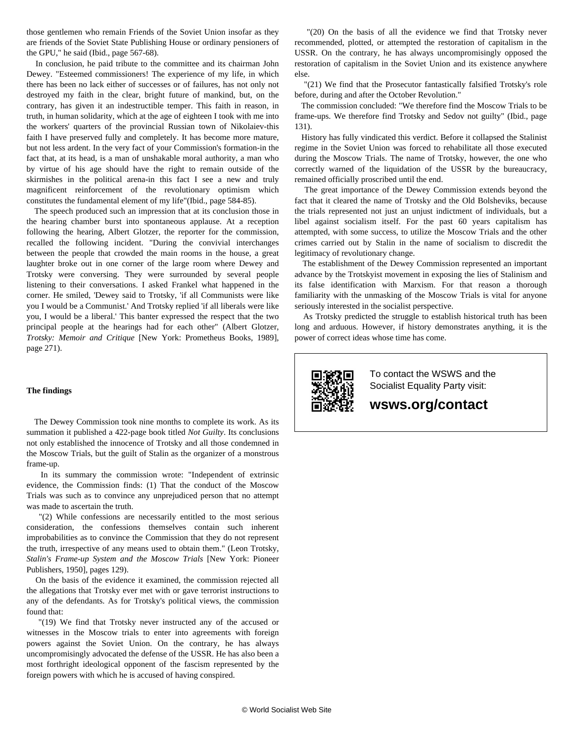those gentlemen who remain Friends of the Soviet Union insofar as they are friends of the Soviet State Publishing House or ordinary pensioners of the GPU," he said (Ibid., page 567-68).

In conclusion, he paid tribute to the committee and its chairman John Dewey. "Esteemed commissioners! The experience of my life, in which there has been no lack either of successes or of failures, has not only not destroyed my faith in the clear, bright future of mankind, but, on the contrary, has given it an indestructible temper. This faith in reason, in truth, in human solidarity, which at the age of eighteen I took with me into the workers' quarters of the provincial Russian town of Nikolaiev-this faith I have preserved fully and completely. It has become more mature, but not less ardent. In the very fact of your Commission's formation-in the fact that, at its head, is a man of unshakable moral authority, a man who by virtue of his age should have the right to remain outside of the skirmishes in the political arena-in this fact I see a new and truly magnificent reinforcement of the revolutionary optimism which constitutes the fundamental element of my life"(Ibid., page 584-85).

The speech produced such an impression that at its conclusion those in the hearing chamber burst into spontaneous applause. At a reception following the hearing, Albert Glotzer, the reporter for the commission, recalled the following incident. "During the convivial interchanges between the people that crowded the main rooms in the house, a great laughter broke out in one corner of the large room where Dewey and Trotsky were conversing. They were surrounded by several people listening to their conversations. I asked Frankel what happened in the corner. He smiled, 'Dewey said to Trotsky, 'if all Communists were like you I would be a Communist.' And Trotsky replied 'if all liberals were like you, I would be a liberal.' This banter expressed the respect that the two principal people at the hearings had for each other" (Albert Glotzer, *Trotsky: Memoir and Critique* [New York: Prometheus Books, 1989], page 271).

**The findings**

The Dewey Commission took nine months to complete its work. As its summation it published a 422-page book titled *Not Guilty*. Its conclusions not only established the innocence of Trotsky and all those condemned in the Moscow Trials, but the guilt of Stalin as the organizer of a monstrous frame-up.

In its summary the commission wrote: "Independent of extrinsic evidence, the Commission finds: (1) That the conduct of the Moscow Trials was such as to convince any unprejudiced person that no attempt was made to ascertain the truth.

"(2) While confessions are necessarily entitled to the most serious consideration, the confessions themselves contain such inherent improbabilities as to convince the Commission that they do not represent the truth, irrespective of any means used to obtain them." (Leon Trotsky, *Stalin's Frame-up System and the Moscow Trials* [New York: Pioneer Publishers, 1950], pages 129).

On the basis of the evidence it examined, the commission rejected all the allegations that Trotsky ever met with or gave terrorist instructions to any of the defendants. As for Trotsky's political views, the commission found that:

"(19) We find that Trotsky never instructed any of the accused or witnesses in the Moscow trials to enter into agreements with foreign powers against the Soviet Union. On the contrary, he has always uncompromisingly advocated the defense of the USSR. He has also been a most forthright ideological opponent of the fascism represented by the foreign powers with which he is accused of having conspired.

"(20) On the basis of all the evidence we find that Trotsky never recommended, plotted, or attempted the restoration of capitalism in the USSR. On the contrary, he has always uncompromisingly opposed the restoration of capitalism in the Soviet Union and its existence anywhere else.

"(21) We find that the Prosecutor fantastically falsified Trotsky's role before, during and after the October Revolution."

The commission concluded: "We therefore find the Moscow Trials to be frame-ups. We therefore find Trotsky and Sedov not guilty" (Ibid., page 131).

History has fully vindicated this verdict. Before it collapsed the Stalinist regime in the Soviet Union was forced to rehabilitate all those executed during the Moscow Trials. The name of Trotsky, however, the one who correctly warned of the liquidation of the USSR by the bureaucracy, remained officially proscribed until the end.

The great importance of the Dewey Commission extends beyond the fact that it cleared the name of Trotsky and the Old Bolsheviks, because the trials represented not just an unjust indictment of individuals, but a libel against socialism itself. For the past 60 years capitalism has attempted, with some success, to utilize the Moscow Trials and the other crimes carried out by Stalin in the name of socialism to discredit the legitimacy of revolutionary change.

The establishment of the Dewey Commission represented an important advance by the Trotskyist movement in exposing the lies of Stalinism and its false identification with Marxism. For that reason a thorough familiarity with the unmasking of the Moscow Trials is vital for anyone seriously interested in the socialist perspective.

As Trotsky predicted the struggle to establish historical truth has been long and arduous. However, if history demonstrates anything, it is the power of correct ideas whose time has come.

To contact the WSWS and the Socialist Equality Party visit:

**wsws.org/contact**